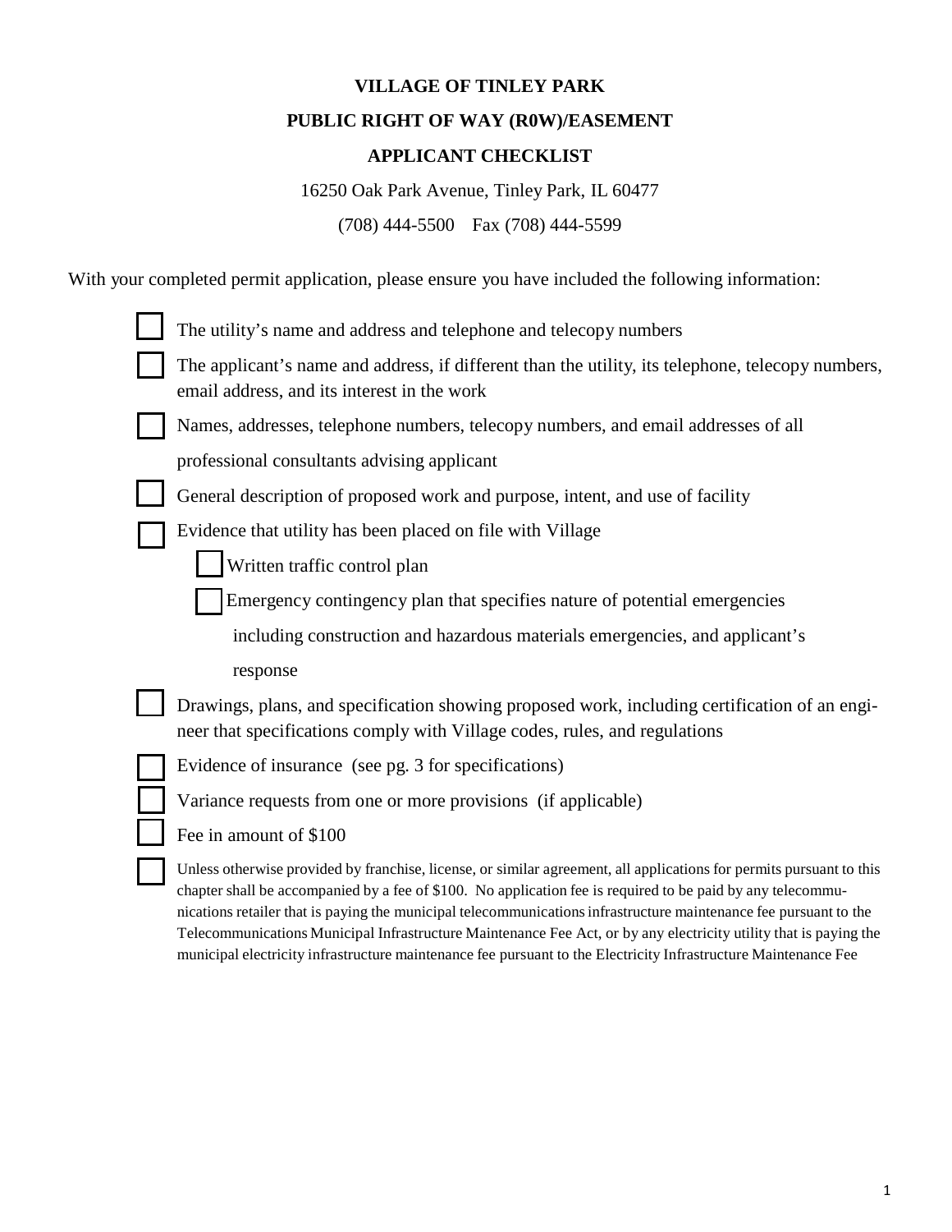# VILLAGE OF TINLEY PARK

## PUBLIC RIGHT OF WAY (R0W)/EASEMENT

## APPLICANT CHECKLIST

16250 Oak Park Avenue, Tinley Park, IL 60477

(708) 444-5500 Fax (708) 444-5599

With your completed permit application, please ensure you have included the following information:

- ☐ The utility's name and address and telephone and telecopy numbers
- ☐ The applicant's name and address, if different than the utility, its telephone, telecopy numbers, email address, and its interest in the work
- ☐ Names, addresses, telephone numbers, telecopy numbers, and email addresses of all professional consultants advising applicant
- ☐ General description of proposed work and purpose, intent, and use of facility
- ☐ Evidence that utility has been placed on file with Village
  - ☐ Written traffic control plan
  - ☐ Emergency contingency plan that specifies nature of potential emergencies including construction and hazardous materials emergencies, and applicant's response
- ☐ Drawings, plans, and specification showing proposed work, including certification of an engineer that specifications comply with Village codes, rules, and regulations
- ☐ Evidence of insurance (see pg. 3 for specifications)
- ☐ Variance requests from one or more provisions (if applicable)
- ☐ Fee in amount of $100
- ☐ Unless otherwise provided by franchise, license, or similar agreement, all applications for permits pursuant to this chapter shall be accompanied by a fee of $100. No application fee is required to be paid by any telecommunications retailer that is paying the municipal telecommunications infrastructure maintenance fee pursuant to the Telecommunications Municipal Infrastructure Maintenance Fee Act, or by any electricity utility that is paying the municipal electricity infrastructure maintenance fee pursuant to the Electricity Infrastructure Maintenance Fee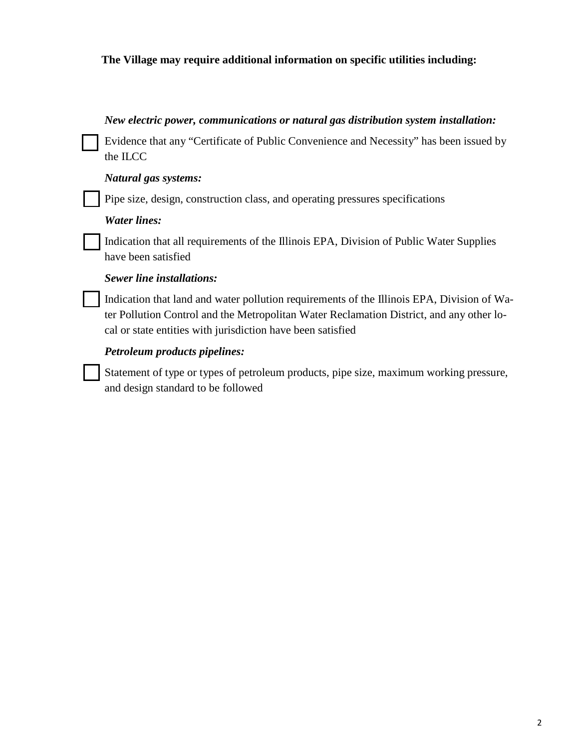**The Village may require additional information on specific utilities including:**

***New electric power, communications or natural gas distribution system installation:***

- [ ] Evidence that any "Certificate of Public Convenience and Necessity" has been issued by the ILCC

***Natural gas systems:***

- [ ] Pipe size, design, construction class, and operating pressures specifications

***Water lines:***

- [ ] Indication that all requirements of the Illinois EPA, Division of Public Water Supplies have been satisfied

***Sewer line installations:***

- [ ] Indication that land and water pollution requirements of the Illinois EPA, Division of Water Pollution Control and the Metropolitan Water Reclamation District, and any other local or state entities with jurisdiction have been satisfied

***Petroleum products pipelines:***

- [ ] Statement of type or types of petroleum products, pipe size, maximum working pressure, and design standard to be followed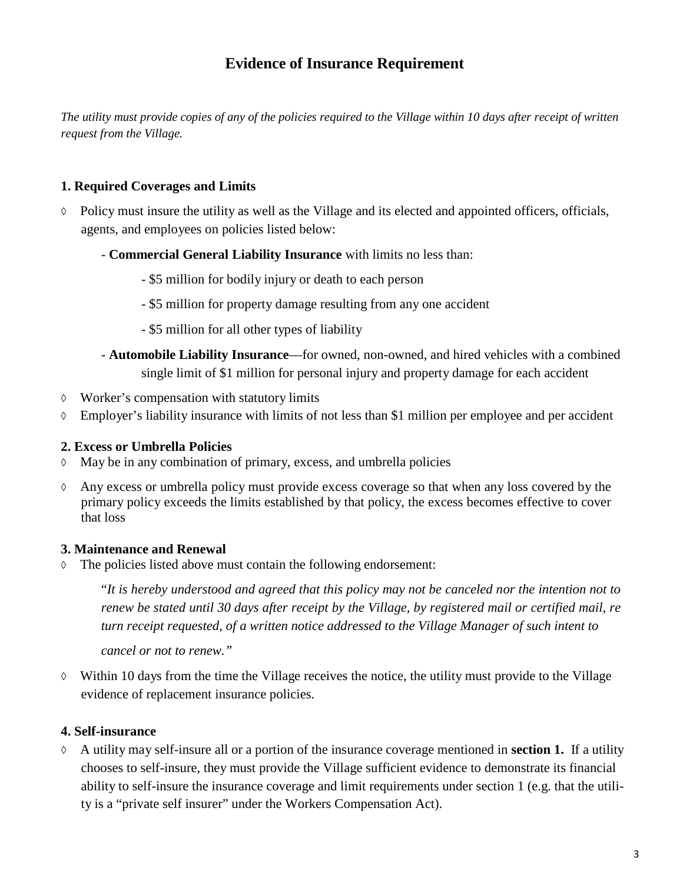# Evidence of Insurance Requirement

*The utility must provide copies of any of the policies required to the Village within 10 days after receipt of written request from the Village.*

### 1. Required Coverages and Limits

- ◊ Policy must insure the utility as well as the Village and its elected and appointed officers, officials, agents, and employees on policies listed below:
  - **Commercial General Liability Insurance** with limits no less than:
    - $5 million for bodily injury or death to each person
    - $5 million for property damage resulting from any one accident
    - $5 million for all other types of liability
  - **Automobile Liability Insurance**—for owned, non-owned, and hired vehicles with a combined single limit of $1 million for personal injury and property damage for each accident
- ◊ Worker's compensation with statutory limits
- ◊ Employer's liability insurance with limits of not less than $1 million per employee and per accident

### 2. Excess or Umbrella Policies

- ◊ May be in any combination of primary, excess, and umbrella policies
- ◊ Any excess or umbrella policy must provide excess coverage so that when any loss covered by the primary policy exceeds the limits established by that policy, the excess becomes effective to cover that loss

### 3. Maintenance and Renewal

- ◊ The policies listed above must contain the following endorsement:

  "*It is hereby understood and agreed that this policy may not be canceled nor the intention not to renew be stated until 30 days after receipt by the Village, by registered mail or certified mail, return receipt requested, of a written notice addressed to the Village Manager of such intent to cancel or not to renew.*"

- ◊ Within 10 days from the time the Village receives the notice, the utility must provide to the Village evidence of replacement insurance policies.

### 4. Self-insurance

- ◊ A utility may self-insure all or a portion of the insurance coverage mentioned in **section 1.** If a utility chooses to self-insure, they must provide the Village sufficient evidence to demonstrate its financial ability to self-insure the insurance coverage and limit requirements under section 1 (e.g. that the utility is a "private self insurer" under the Workers Compensation Act).